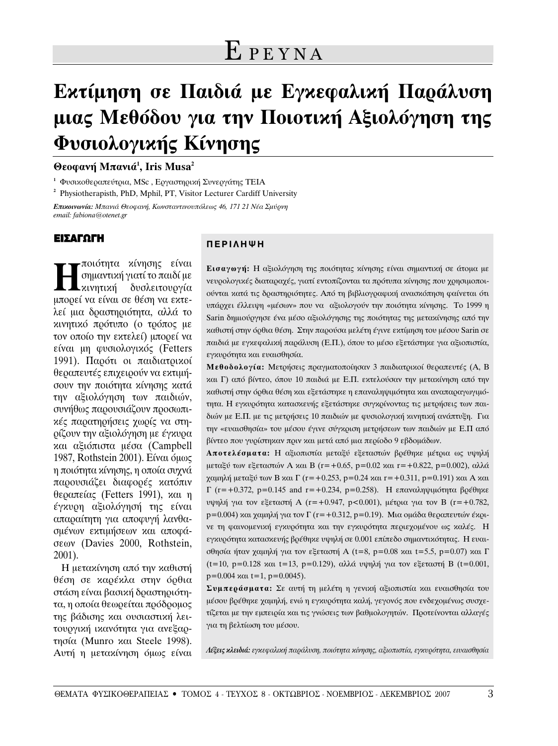# Ε ΡΕΥΝΑ

# Εκτίμηση σε Παιδιά με Εγκεφαλική Παράλυση μιας Μεθόδου για την Ποιοτική Αξιολόγηση της Φυσιολογικής Κίνησης

**Θεοφανή Μπανιά[1], Iris Musa[2]**

[1] Φυσικοθεραπεύτρια, MSc , Εργαστηρική Συνεργάτης ΤΕΙΑ

[2] Physiotherapisth, PhD, Mphil, PT, Visitor Lecturer Cardiff University

***Επικοινωνία:*** *Μπανιά Θεοφανή, Κωνσταντινουπόλεως 46, 171 21 Νέα Σμύρνη*
*email: fabiona@otenet.gr*

### ΠΕΡΙΛΗΨΗ

**Εισαγωγή:** Η αξιολόγηση της ποιότητας κίνησης είναι σημαντική σε άτομα με νευρολογικές διαταραχές, γιατί εντοπίζονται τα πρότυπα κίνησης που χρησιμοποιούνται κατά τις δραστηριότητες. Από τη βιβλιογραφική ανασκόπηση φαίνεται ότι υπάρχει έλλειψη «μέσων» που να αξιολογούν την ποιότητα κίνησης. Το 1999 η Sarin δημιούργησε ένα μέσο αξιολόγησης της ποιότητας της μετακίνησης από την καθιστή στην όρθια θέση. Στην παρούσα μελέτη έγινε εκτίμηση του μέσου Sarin σε παιδιά με εγκεφαλική παράλυση (Ε.Π.), όπου το μέσο εξετάστηκε για αξιοπιστία, εγκυρότητα και ευαισθησία.

**Μεθοδολογία:** Μετρήσεις πραγματοποίησαν 3 παιδιατρικοί θεραπευτές (Α, Β και Γ) από βίντεο, όπου 10 παιδιά με Ε.Π. εκτελούσαν την μετακίνηση από την καθιστή στην όρθια θέση και εξετάστηκε η επαναληψιμότητα και αναπαραγωγιμότητα. Η εγκυρότητα κατασκευής εξετάστηκε συγκρίνοντας τις μετρήσεις των παιδιών με Ε.Π. με τις μετρήσεις 10 παιδιών με φυσιολογική κινητική ανάπτυξη. Για την «ευαισθησία» του μέσου έγινε σύγκριση μετρήσεων των παιδιών με Ε.Π από βίντεο που γυρίστηκαν πριν και μετά από μια περίοδο 9 εβδομάδων.

**Αποτελέσματα:** Η αξιοπιστία μεταξύ εξεταστών βρέθηκε μέτρια ως υψηλή μεταξύ των εξεταστών Α και Β ($r=+0.65$, $p=0.02$ και $r=+0.822$, $p=0.002$), αλλά χαμηλή μεταξύ των Β και Γ ($r=+0.253$, $p=0.24$ και $r=+0.311$, $p=0.191$) και Α και Γ ($r=+0.372$, $p=0.145$ and $r=+0.234$, $p=0.258$). Η επαναληψιμότητα βρέθηκε υψηλή για τον εξεταστή Α ($r=+0.947$, $p<0.001$), μέτρια για τον Β ($r=+0.782$, $p=0.004$) και χαμηλή για τον Γ ($r=+0.312$, $p=0.19$). Μια ομάδα θεραπευτών έκρινε τη φαινομενική εγκυρότητα και την εγκυρότητα περιεχομένου ως καλές. Η εγκυρότητα κατασκευής βρέθηκε υψηλή σε 0.001 επίπεδο σημαντικότητας. Η ευαισθησία ήταν χαμηλή για τον εξεταστή Α ($t=8$, $p=0.08$ και $t=5.5$, $p=0.07$) και Γ ($t=10$, $p=0.128$ και $t=13$, $p=0.129$), αλλά υψηλή για τον εξεταστή Β ($t=0.001$, $p=0.004$ και $t=1$, $p=0.0045$).

**Συμπεράσματα:** Σε αυτή τη μελέτη η γενική αξιοπιστία και ευαισθησία του μέσου βρέθηκε χαμηλή, ενώ η εγκυρότητα καλή, γεγονός που ενδεχομένως συσχετίζεται με την εμπειρία και τις γνώσεις των βαθμολογητών. Προτείνονται αλλαγές για τη βελτίωση του μέσου.

***Λέξεις κλειδιά:*** *εγκεφαλική παράλυση, ποιότητα κίνησης, αξιοπιστία, εγκυρότητα, ευαισθησία*

## ΕΙΣΑΓΩΓΗ

Η ποιότητα κίνησης είναι σημαντική γιατί το παιδί με κινητική δυσλειτουργία μπορεί να είναι σε θέση να εκτελεί μια δραστηριότητα, αλλά το κινητικό πρότυπο (ο τρόπος με τον οποίο την εκτελεί) μπορεί να είναι μη φυσιολογικός (Fetters 1991). Παρότι οι παιδιατρικοί θεραπευτές επιχειρούν να εκτιμήσουν την ποιότητα κίνησης κατά την αξιολόγηση των παιδιών, συνήθως παρουσιάζουν προσωπικές παρατηρήσεις χωρίς να στηρίζουν την αξιολόγηση με έγκυρα και αξιόπιστα μέσα (Campbell 1987, Rothstein 2001). Είναι όμως η ποιότητα κίνησης, η οποία συχνά παρουσιάζει διαφορές κατόπιν θεραπείας (Fetters 1991), και η έγκυρη αξιολόγησή της είναι απαραίτητη για αποφυγή λανθασμένων εκτιμήσεων και αποφάσεων (Davies 2000, Rothstein, 2001).

Η μετακίνηση από την καθιστή θέση σε καρέκλα στην όρθια στάση είναι βασική δραστηριότητα, η οποία θεωρείται πρόδρομος της βάδισης και ουσιαστική λειτουργική ικανότητα για ανεξαρτησία (Munro και Steele 1998). Αυτή η μετακίνηση όμως είναι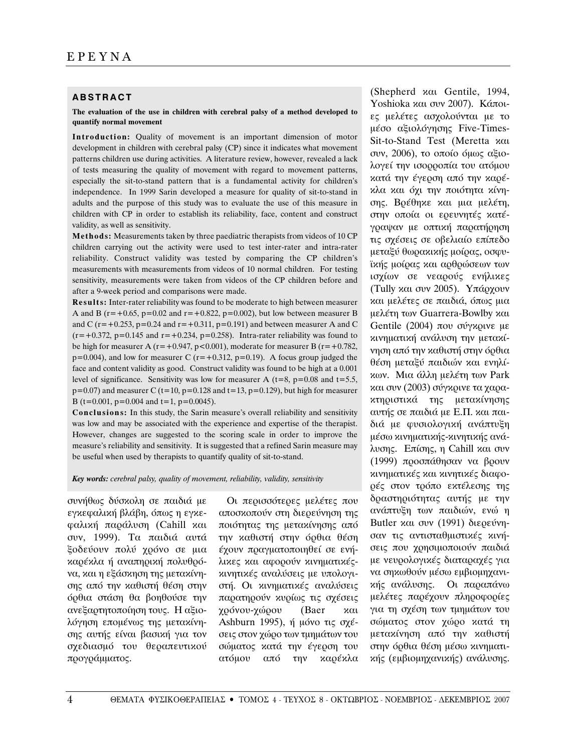## ABSTRACT

**The evaluation of the use in children with cerebral palsy of a method developed to quantify normal movement**

**Introduction:** Quality of movement is an important dimension of motor development in children with cerebral palsy (CP) since it indicates what movement patterns children use during activities. A literature review, however, revealed a lack of tests measuring the quality of movement with regard to movement patterns, especially the sit-to-stand pattern that is a fundamental activity for children's independence. In 1999 Sarin developed a measure for quality of sit-to-stand in adults and the purpose of this study was to evaluate the use of this measure in children with CP in order to establish its reliability, face, content and construct validity, as well as sensitivity.

**Methods:** Measurements taken by three paediatric therapists from videos of 10 CP children carrying out the activity were used to test inter-rater and intra-rater reliability. Construct validity was tested by comparing the CP children's measurements with measurements from videos of 10 normal children. For testing sensitivity, measurements were taken from videos of the CP children before and after a 9-week period and comparisons were made.

**Results:** Inter-rater reliability was found to be moderate to high between measurer A and B ($r=+0.65$, $p=0.02$ and $r=+0.822$, $p=0.002$), but low between measurer B and C ($r=+0.253$, $p=0.24$ and $r=+0.311$, $p=0.191$) and between measurer A and C ($r=+0.372$, $p=0.145$ and $r=+0.234$, $p=0.258$). Intra-rater reliability was found to be high for measurer A ($r=+0.947$, $p<0.001$), moderate for measurer B ($r=+0.782$, $p=0.004$), and low for measurer C ($r=+0.312$, $p=0.19$). A focus group judged the face and content validity as good. Construct validity was found to be high at a 0.001 level of significance. Sensitivity was low for measurer A ($t=8$, $p=0.08$ and $t=5.5$, $p=0.07$) and measurer C ($t=10$, $p=0.128$ and $t=13$, $p=0.129$), but high for measurer B ($t=0.001$, $p=0.004$ and $t=1$, $p=0.0045$).

**Conclusions:** In this study, the Sarin measure's overall reliability and sensitivity was low and may be associated with the experience and expertise of the therapist. However, changes are suggested to the scoring scale in order to improve the measure's reliability and sensitivity. It is suggested that a refined Sarin measure may be useful when used by therapists to quantify quality of sit-to-stand.

***Key words:*** *cerebral palsy, quality of movement, reliability, validity, sensitivity*

συνήθως δύσκολη σε παιδιά με εγκεφαλική βλάβη, όπως η εγκεφαλική παράλυση (Cahill και συν, 1999). Τα παιδιά αυτά ξοδεύουν πολύ χρόνο σε μια καρέκλα ή αναπηρική πολυθρόνα, και η εξάσκηση της μετακίνησης από την καθιστή θέση στην όρθια στάση θα βοηθούσε την ανεξαρτητοποίηση τους. Η αξιολόγηση επομένως της μετακίνησης αυτής είναι βασική για τον σχεδιασμό του θεραπευτικού προγράμματος.

Οι περισσότερες μελέτες που αποσκοπούν στη διερεύνηση της ποιότητας της μετακίνησης από την καθιστή στην όρθια θέση έχουν πραγματοποιηθεί σε ενήλικες και αφορούν κινηματικές-κινητικές αναλύσεις με υπολογιστή. Οι κινηματικές αναλύσεις παρατηρούν κυρίως τις σχέσεις χρόνου-χώρου (Baer και Ashburn 1995), ή μόνο τις σχέσεις στον χώρο των τμημάτων του σώματος κατά την έγερση του ατόμου από την καρέκλα (Shepherd και Gentile, 1994, Yoshioka και συν 2007). Κάποιες μελέτες ασχολούνται με το μέσο αξιολόγησης Five-Times-Sit-to-Stand Test (Meretta και συν, 2006), το οποίο όμως αξιολογεί την ισορροπία του ατόμου κατά την έγερση από την καρέκλα και όχι την ποιότητα κίνησης. Βρέθηκε και μια μελέτη, στην οποία οι ερευνητές κατέγραψαν με οπτική παρατήρηση τις σχέσεις σε οβελιαίο επίπεδο μεταξύ θωρακικής μοίρας, οσφυϊκής μοίρας και αρθρώσεων των ισχίων σε νεαρούς ενήλικες (Tully και συν 2005). Υπάρχουν και μελέτες σε παιδιά, όπως μια μελέτη των Guarrera-Bowlby και Gentile (2004) που σύγκρινε με κινηματική ανάλυση την μετακίνηση από την καθιστή στην όρθια θέση μεταξύ παιδιών και ενηλίκων. Μια άλλη μελέτη των Park και συν (2003) σύγκρινε τα χαρακτηριστικά της μετακίνησης αυτής σε παιδιά με Ε.Π. και παιδιά με φυσιολογική ανάπτυξη μέσω κινηματικής-κινητικής ανάλυσης. Επίσης, η Cahill και συν (1999) προσπάθησαν να βρουν κινηματικές και κινητικές διαφορές στον τρόπο εκτέλεσης της δραστηριότητας αυτής με την ανάπτυξη των παιδιών, ενώ η Butler και συν (1991) διερεύνησαν τις αντισταθμιστικές κινήσεις που χρησιμοποιούν παιδιά με νευρολογικές διαταραχές για να σηκωθούν μέσω εμβιομηχανικής ανάλυσης. Οι παραπάνω μελέτες παρέχουν πληροφορίες για τη σχέση των τμημάτων του σώματος στον χώρο κατά τη μετακίνηση από την καθιστή στην όρθια θέση μέσω κινηματικής (εμβιομηχανικής) ανάλυσης.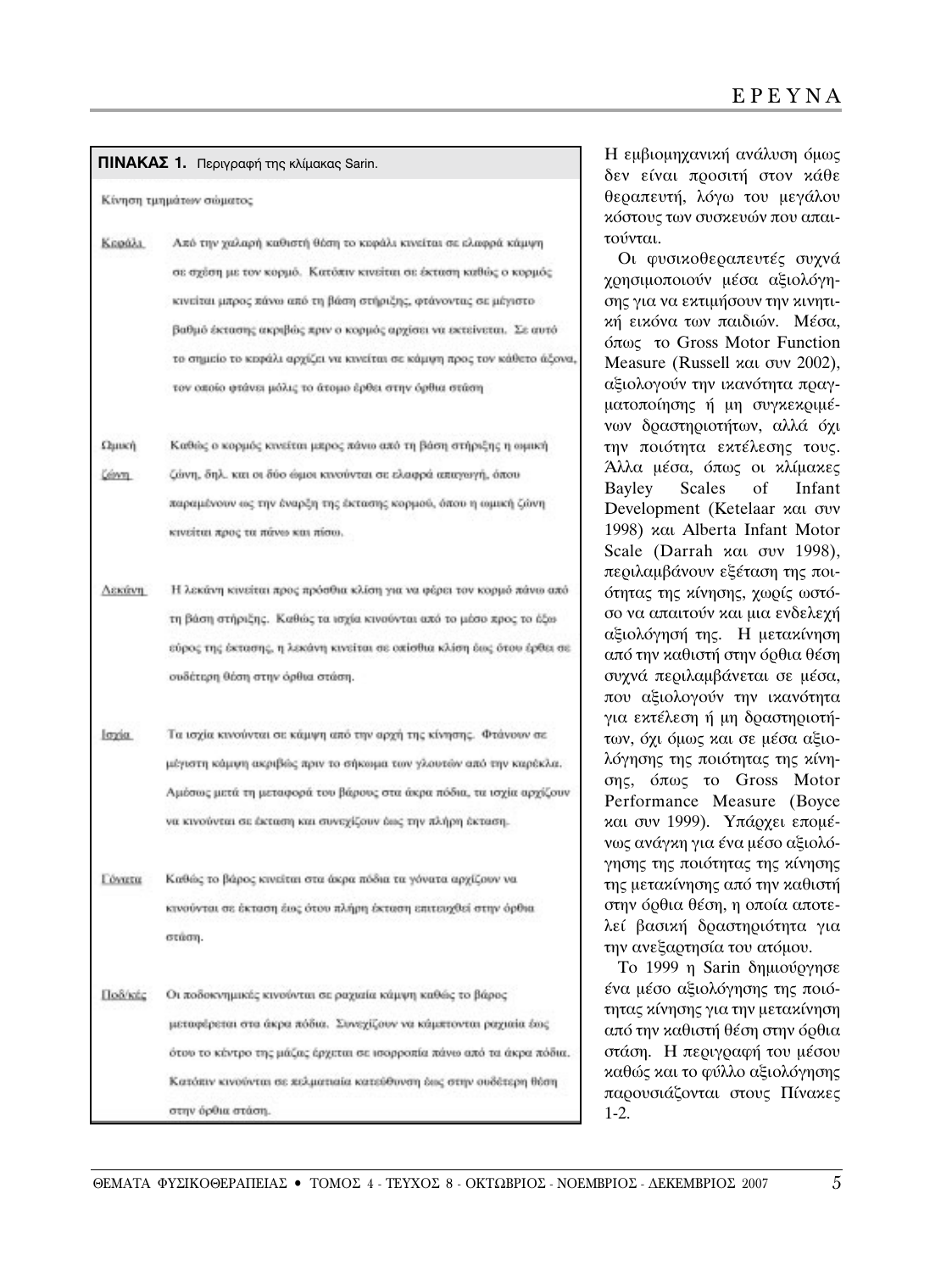**ΠΙΝΑΚΑΣ 1.** Περιγραφή της κλίμακας Sarin.

| Κίνηση τμημάτων σώματος | |
|---|---|
| Κεφάλι | Από την χαλαρή καθιστή θέση το κεφάλι κινείται σε ελαφρά κάμψη σε σχέση με τον κορμό. Κατόπιν κινείται σε έκταση καθώς ο κορμός κινείται μπρος πάνω από τη βάση στήριξης, φτάνοντας σε μέγιστο βαθμό έκτασης ακριβώς πριν ο κορμός αρχίσει να εκτείνεται. Σε αυτό το σημείο το κεφάλι αρχίζει να κινείται σε κάμψη προς τον κάθετο άξονα, τον οποίο φτάνει μόλις το άτομο έρθει στην όρθια στάση |
| Ωμική ζώνη | Καθώς ο κορμός κινείται μπρος πάνω από τη βάση στήριξης η ωμική ζώνη, δηλ. και οι δύο ώμοι κινούνται σε ελαφρά απαγωγή, όπου παραμένουν ως την έναρξη της έκτασης κορμού, όπου η ωμική ζώνη κινείται προς τα πάνω και πίσω. |
| Λεκάνη | Η λεκάνη κινείται προς πρόσθια κλίση για να φέρει τον κορμό πάνω από τη βάση στήριξης. Καθώς τα ισχία κινούνται από το μέσο προς το έξω εύρος της έκτασης, η λεκάνη κινείται σε οπίσθια κλίση έως ότου έρθει σε ουδέτερη θέση στην όρθια στάση. |
| Ισχία | Τα ισχία κινούνται σε κάμψη από την αρχή της κίνησης. Φτάνουν σε μέγιστη κάμψη ακριβώς πριν το σήκωμα των γλουτών από την καρέκλα. Αμέσως μετά τη μεταφορά του βάρους στα άκρα πόδια, τα ισχία αρχίζουν να κινούνται σε έκταση και συνεχίζουν έως την πλήρη έκταση. |
| Γόνατα | Καθώς το βάρος κινείται στα άκρα πόδια τα γόνατα αρχίζουν να κινούνται σε έκταση έως ότου πλήρη έκταση επιτευχθεί στην όρθια στάση. |
| Ποδ/κές | Οι ποδοκνημικές κινούνται σε ραχιαία κάμψη καθώς το βάρος μεταφέρεται στα άκρα πόδια. Συνεχίζουν να κάμπτονται ραχιαία έως ότου το κέντρο της μάζας έρχεται σε ισορροπία πάνω από τα άκρα πόδια. Κατόπιν κινούνται σε πελματιαία κατεύθυνση έως στην ουδέτερη θέση στην όρθια στάση. |

Η εμβιομηχανική ανάλυση όμως δεν είναι προσιτή στον κάθε θεραπευτή, λόγω του μεγάλου κόστους των συσκευών που απαιτούνται.

Οι φυσικοθεραπευτές συχνά χρησιμοποιούν μέσα αξιολόγησης για να εκτιμήσουν την κινητική εικόνα των παιδιών. Μέσα, όπως το Gross Motor Function Measure (Russell και συν 2002), αξιολογούν την ικανότητα πραγματοποίησης ή μη συγκεκριμένων δραστηριοτήτων, αλλά όχι την ποιότητα εκτέλεσης τους. Άλλα μέσα, όπως οι κλίμακες Bayley Scales of Infant Development (Ketelaar και συν 1998) και Alberta Infant Motor Scale (Darrah και συν 1998), περιλαμβάνουν εξέταση της ποιότητας της κίνησης, χωρίς ωστόσο να απαιτούν και μια ενδελεχή αξιολόγησή της. Η μετακίνηση από την καθιστή στην όρθια θέση συχνά περιλαμβάνεται σε μέσα, που αξιολογούν την ικανότητα για εκτέλεση ή μη δραστηριοτήτων, όχι όμως και σε μέσα αξιολόγησης της ποιότητας της κίνησης, όπως το Gross Motor Performance Measure (Boyce και συν 1999). Υπάρχει επομένως ανάγκη για ένα μέσο αξιολόγησης της ποιότητας της κίνησης της μετακίνησης από την καθιστή στην όρθια θέση, η οποία αποτελεί βασική δραστηριότητα για την ανεξαρτησία του ατόμου.

Το 1999 η Sarin δημιούργησε ένα μέσο αξιολόγησης της ποιότητας κίνησης για την μετακίνηση από την καθιστή θέση στην όρθια στάση. Η περιγραφή του μέσου καθώς και το φύλλο αξιολόγησης παρουσιάζονται στους Πίνακες 1-2.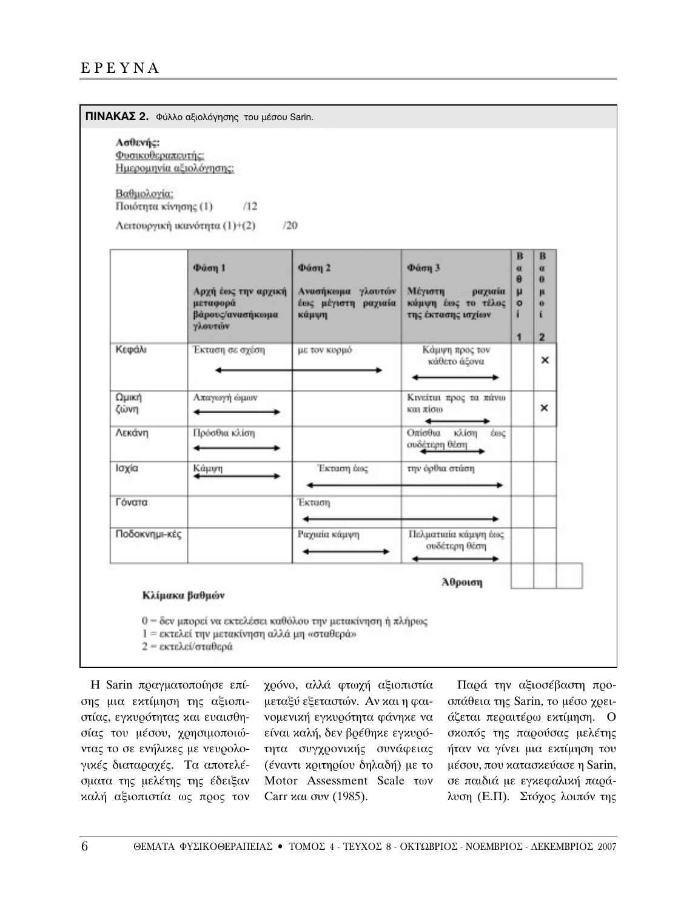**ΠΙΝΑΚΑΣ 2.** Φύλλο αξιολόγησης του μέσου Sarin.

Ασθενής:
Φυσικοθεραπευτής:
Ημερομηνία αξιολόγησης:

Βαθμολογία:
Ποιότητα κίνησης (1) /12

Λειτουργική ικανότητα (1)+(2) /20

| | Φάση 1 Αρχή έως την αρχική μεταφορά βάρους/ανασήκωμα γλουτών | Φάση 2 Ανασήκωμα γλουτών έως μέγιστη ραχιαία κάμψη | Φάση 3 Μέγιστη ραχιαία κάμψη έως το τέλος της έκτασης ισχίων | Βαθμοί 1 | Βαθμοί 2 |
|---|---|---|---|---|---|
| Κεφάλι | Έκταση σε σχέση με τον κορμό ⟷ | | Κάμψη προς τον κάθετο άξονα ⟷ | | × |
| Ωμική ζώνη | Απαγωγή ώμων ⟷ | | Κινείται προς τα πάνω και πίσω ⟷ | | × |
| Λεκάνη | Πρόσθια κλίση ⟷ | | Οπίσθια κλίση έως ουδέτερη θέση ⟷ | | |
| Ισχία | Κάμψη ⟷ | Έκταση έως την όρθια στάση ⟷ | | | |
| Γόνατα | | Έκταση ⟷ | | | |
| Ποδοκνημι-κές | | Ραχιαία κάμψη ⟷ | Πελματιαία κάμψη έως ουδέτερη θέση ⟷ | | |
| | | | Άθροιση | | |

**Κλίμακα βαθμών**

0 = δεν μπορεί να εκτελέσει καθόλου την μετακίνηση ή πλήρως
1 = εκτελεί την μετακίνηση αλλά μη «σταθερά»
2 = εκτελεί/σταθερά

Η Sarin πραγματοποίησε επίσης μια εκτίμηση της αξιοπιστίας, εγκυρότητας και ευαισθησίας του μέσου, χρησιμοποιώντας το σε ενήλικες με νευρολογικές διαταραχές. Τα αποτελέσματα της μελέτης της έδειξαν καλή αξιοπιστία ως προς τον χρόνο, αλλά φτωχή αξιοπιστία μεταξύ εξεταστών. Αν και η φαινομενική εγκυρότητα φάνηκε να είναι καλή, δεν βρέθηκε εγκυρότητα συγχρονικής συνάφειας (έναντι κριτηρίου δηλαδή) με το Motor Assessment Scale των Carr και συν (1985).

Παρά την αξιοσέβαστη προσπάθεια της Sarin, το μέσο χρειάζεται περαιτέρω εκτίμηση. Ο σκοπός της παρούσας μελέτης ήταν να γίνει μια εκτίμηση του μέσου, που κατασκεύασε η Sarin, σε παιδιά με εγκεφαλική παράλυση (Ε.Π). Στόχος λοιπόν της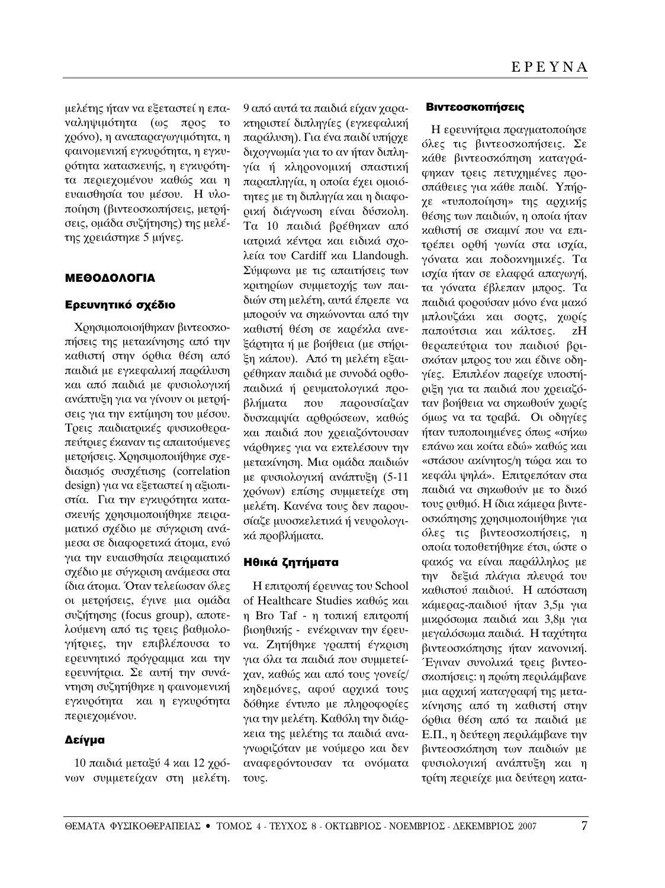μελέτης ήταν να εξεταστεί η επαναληψιμότητα (ως προς το χρόνο), η αναπαραγωγιμότητα, η φαινομενική εγκυρότητα, η εγκυρότητα κατασκευής, η εγκυρότητα περιεχομένου καθώς και η ευαισθησία του μέσου. Η υλοποίηση (βιντεοσκοπήσεις, μετρήσεις, ομάδα συζήτησης) της μελέτης χρειάστηκε 5 μήνες.

## ΜΕΘΟΔΟΛΟΓΙΑ

### Ερευνητικό σχέδιο

Χρησιμοποιοιήθηκαν βιντεοσκοπήσεις της μετακίνησης από την καθιστή στην όρθια θέση από παιδιά με εγκεφαλική παράλυση και από παιδιά με φυσιολογική ανάπτυξη για να γίνουν οι μετρήσεις για την εκτίμηση του μέσου. Τρεις παιδιατρικές φυσικοθεραπεύτριες έκαναν τις απαιτούμενες μετρήσεις. Χρησιμοποιήθηκε σχεδιασμός συσχέτισης (correlation design) για να εξεταστεί η αξιοπιστία. Για την εγκυρότητα κατασκευής χρησιμοποιήθηκε πειραματικό σχέδιο με σύγκριση ανάμεσα σε διαφορετικά άτομα, ενώ για την ευαισθησία πειραματικό σχέδιο με σύγκριση ανάμεσα στα ίδια άτομα. Όταν τελείωσαν όλες οι μετρήσεις, έγινε μια ομάδα συζήτησης (focus group), αποτελούμενη από τις τρεις βαθμολογήτριες, την επιβλέπουσα το ερευνητικό πρόγραμμα και την ερευνήτρια. Σε αυτή την συνάντηση συζητήθηκε η φαινομενική εγκυρότητα και η εγκυρότητα περιεχομένου.

### Δείγμα

10 παιδιά μεταξύ 4 και 12 χρόνων συμμετείχαν στη μελέτη. 9 από αυτά τα παιδιά είχαν χαρακτηριστεί διπληγίες (εγκεφαλική παράλυση). Για ένα παιδί υπήρχε διχογνωμία για το αν ήταν διπληγία ή κληρονομική σπαστική παραπληγία, η οποία έχει ομοιότητες με τη διπληγία και η διαφορική διάγνωση είναι δύσκολη. Τα 10 παιδιά βρέθηκαν από ιατρικά κέντρα και ειδικά σχολεία του Cardiff και Llandough. Σύμφωνα με τις απαιτήσεις των κριτηρίων συμμετοχής των παιδιών στη μελέτη, αυτά έπρεπε να μπορούν να σηκώνονται από την καθιστή θέση σε καρέκλα ανεξάρτητα ή με βοήθεια (με στήριξη κάπου). Από τη μελέτη εξαιρέθηκαν παιδιά με συνοδά ορθοπαιδικά ή ρευματολογικά προβλήματα που παρουσίαζαν δυσκαμψία αρθρώσεων, καθώς και παιδιά που χρειαζόντουσαν νάρθηκες για να εκτελέσουν την μετακίνηση. Μια ομάδα παιδιών με φυσιολογική ανάπτυξη (5-11 χρόνων) επίσης συμμετείχε στη μελέτη. Κανένα τους δεν παρουσίαζε μυοσκελετικά ή νευρολογικά προβλήματα.

### Ηθικά ζητήματα

Η επιτροπή έρευνας του School of Healthcare Studies καθώς και η Bro Taf - η τοπική επιτροπή βιοηθικής - ενέκριναν την έρευνα. Ζητήθηκε γραπτή έγκριση για όλα τα παιδιά που συμμετείχαν, καθώς και από τους γονείς/κηδεμόνες, αφού αρχικά τους δόθηκε έντυπο με πληροφορίες για την μελέτη. Καθόλη την διάρκεια της μελέτης τα παιδιά αναγνωριζόταν με νούμερο και δεν αναφερόντουσαν τα ονόματα τους.

### Βιντεοσκοπήσεις

Η ερευνήτρια πραγματοποίησε όλες τις βιντεοσκοπήσεις. Σε κάθε βιντεοσκόπηση καταγράφηκαν τρεις πετυχημένες προσπάθειες για κάθε παιδί. Υπήρχε «τυποποίηση» της αρχικής θέσης των παιδιών, η οποία ήταν καθιστή σε σκαμνί που να επιτρέπει ορθή γωνία στα ισχία, γόνατα και ποδοκνημικές. Τα ισχία ήταν σε ελαφρά απαγωγή, τα γόνατα έβλεπαν μπρος. Τα παιδιά φορούσαν μόνο ένα μακό μπλουζάκι και σορτς, χωρίς παπούτσια και κάλτσες. zΗ θεραπεύτρια του παιδιού βρισκόταν μπρος του και έδινε οδηγίες. Επιπλέον παρείχε υποστήριξη για τα παιδιά που χρειαζόταν βοήθεια να σηκωθούν χωρίς όμως να τα τραβά. Οι οδηγίες ήταν τυποποιημένες όπως «σήκω επάνω και κοίτα εδώ» καθώς και «στάσου ακίνητος/η τώρα και το κεφάλι ψηλά». Επιτρεπόταν στα παιδιά να σηκωθούν με το δικό τους ρυθμό. Η ίδια κάμερα βιντεοσκόπησης χρησιμοποιήθηκε για όλες τις βιντεοσκοπήσεις, η οποία τοποθετήθηκε έτσι, ώστε ο φακός να είναι παράλληλος με την δεξιά πλάγια πλευρά του καθιστού παιδιού. Η απόσταση κάμερας-παιδιού ήταν 3,5μ για μικρόσωμα παιδιά και 3,8μ για μεγαλόσωμα παιδιά. Η ταχύτητα βιντεοσκόπησης ήταν κανονική. Έγιναν συνολικά τρεις βιντεοσκοπήσεις: η πρώτη περιλάμβανε μια αρχική καταγραφή της μετακίνησης από τη καθιστή στην όρθια θέση από τα παιδιά με Ε.Π., η δεύτερη περιλάμβανε την βιντεοσκόπηση των παιδιών με φυσιολογική ανάπτυξη και η τρίτη περιείχε μια δεύτερη κατα-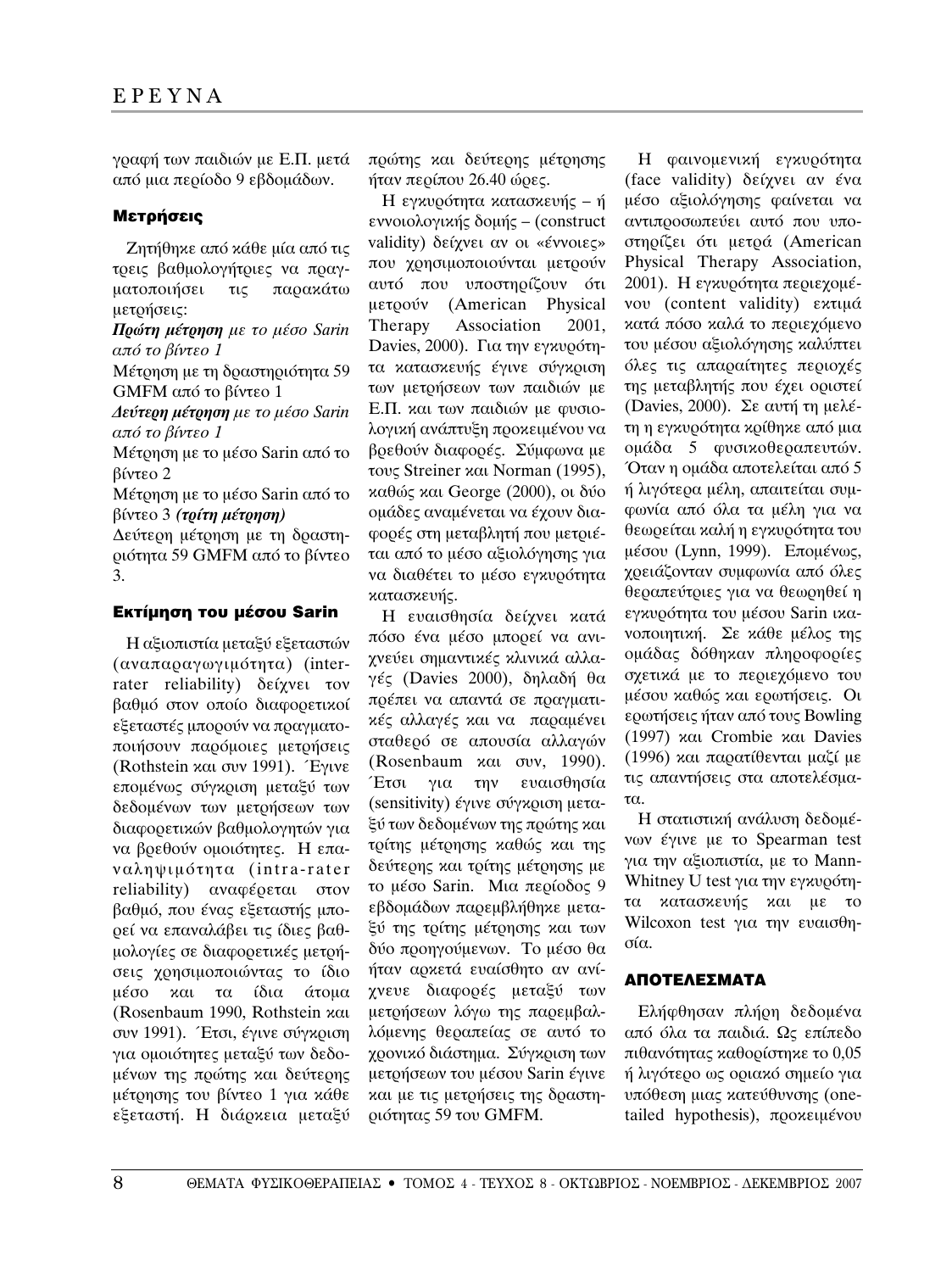γραφή των παιδιών με Ε.Π. μετά από μια περίοδο 9 εβδομάδων.

### Μετρήσεις

Ζητήθηκε από κάθε μία από τις τρεις βαθμολογήτριες να πραγματοποιήσει τις παρακάτω μετρήσεις:

***Πρώτη μέτρηση*** *με το μέσο Sarin από το βίντεο 1*

Μέτρηση με τη δραστηριότητα 59 GMFM από το βίντεο 1

***Δεύτερη μέτρηση*** *με το μέσο Sarin από το βίντεο 1*

Μέτρηση με το μέσο Sarin από το βίντεο 2

Μέτρηση με το μέσο Sarin από το βίντεο 3 ***(τρίτη μέτρηση)***

Δεύτερη μέτρηση με τη δραστηριότητα 59 GMFM από το βίντεο 3.

### Εκτίμηση του μέσου Sarin

Η αξιοπιστία μεταξύ εξεταστών (αναπαραγωγιμότητα) (inter-rater reliability) δείχνει τον βαθμό στον οποίο διαφορετικοί εξεταστές μπορούν να πραγματοποιήσουν παρόμοιες μετρήσεις (Rothstein και συν 1991). Έγινε επομένως σύγκριση μεταξύ των δεδομένων των μετρήσεων των διαφορετικών βαθμολογητών για να βρεθούν ομοιότητες. Η επαναληψιμότητα (intra-rater reliability) αναφέρεται στον βαθμό, που ένας εξεταστής μπορεί να επαναλάβει τις ίδιες βαθμολογίες σε διαφορετικές μετρήσεις χρησιμοποιώντας το ίδιο μέσο και τα ίδια άτομα (Rosenbaum 1990, Rothstein και συν 1991). Έτσι, έγινε σύγκριση για ομοιότητες μεταξύ των δεδομένων της πρώτης και δεύτερης μέτρησης του βίντεο 1 για κάθε εξεταστή. Η διάρκεια μεταξύ πρώτης και δεύτερης μέτρησης ήταν περίπου 26.40 ώρες.

Η εγκυρότητα κατασκευής – ή εννοιολογικής δομής – (construct validity) δείχνει αν οι «έννοιες» που χρησιμοποιούνται μετρούν αυτό που υποστηρίζουν ότι μετρούν (American Physical Therapy Association 2001, Davies, 2000). Για την εγκυρότητα κατασκευής έγινε σύγκριση των μετρήσεων των παιδιών με Ε.Π. και των παιδιών με φυσιολογική ανάπτυξη προκειμένου να βρεθούν διαφορές. Σύμφωνα με τους Streiner και Norman (1995), καθώς και George (2000), οι δύο ομάδες αναμένεται να έχουν διαφορές στη μεταβλητή που μετριέται από το μέσο αξιολόγησης για να διαθέτει το μέσο εγκυρότητα κατασκευής.

Η ευαισθησία δείχνει κατά πόσο ένα μέσο μπορεί να ανιχνεύει σημαντικές κλινικά αλλαγές (Davies 2000), δηλαδή θα πρέπει να απαντά σε πραγματικές αλλαγές και να παραμένει σταθερό σε απουσία αλλαγών (Rosenbaum και συν, 1990). Έτσι για την ευαισθησία (sensitivity) έγινε σύγκριση μεταξύ των δεδομένων της πρώτης και τρίτης μέτρησης καθώς και της δεύτερης και τρίτης μέτρησης με το μέσο Sarin. Μια περίοδος 9 εβδομάδων παρεμβλήθηκε μεταξύ της τρίτης μέτρησης και των δύο προηγούμενων. Το μέσο θα ήταν αρκετά ευαίσθητο αν ανίχνευε διαφορές μεταξύ των μετρήσεων λόγω της παρεμβαλλόμενης θεραπείας σε αυτό το χρονικό διάστημα. Σύγκριση των μετρήσεων του μέσου Sarin έγινε και με τις μετρήσεις της δραστηριότητας 59 του GMFM.

Η φαινομενική εγκυρότητα (face validity) δείχνει αν ένα μέσο αξιολόγησης φαίνεται να αντιπροσωπεύει αυτό που υποστηρίζει ότι μετρά (American Physical Therapy Association, 2001). Η εγκυρότητα περιεχομένου (content validity) εκτιμά κατά πόσο καλά το περιεχόμενο του μέσου αξιολόγησης καλύπτει όλες τις απαραίτητες περιοχές της μεταβλητής που έχει οριστεί (Davies, 2000). Σε αυτή τη μελέτη η εγκυρότητα κρίθηκε από μια ομάδα 5 φυσικοθεραπευτών. Όταν η ομάδα αποτελείται από 5 ή λιγότερα μέλη, απαιτείται συμφωνία από όλα τα μέλη για να θεωρείται καλή η εγκυρότητα του μέσου (Lynn, 1999). Επομένως, χρειάζονταν συμφωνία από όλες θεραπεύτριες για να θεωρηθεί η εγκυρότητα του μέσου Sarin ικανοποιητική. Σε κάθε μέλος της ομάδας δόθηκαν πληροφορίες σχετικά με το περιεχόμενο του μέσου καθώς και ερωτήσεις. Οι ερωτήσεις ήταν από τους Bowling (1997) και Crombie και Davies (1996) και παρατίθενται μαζί με τις απαντήσεις στα αποτελέσματα.

Η στατιστική ανάλυση δεδομένων έγινε με το Spearman test για την αξιοπιστία, με το Mann-Whitney U test για την εγκυρότητα κατασκευής και με το Wilcoxon test για την ευαισθησία.

## ΑΠΟΤΕΛΕΣΜΑΤΑ

Ελήφθησαν πλήρη δεδομένα από όλα τα παιδιά. Ως επίπεδο πιθανότητας καθορίστηκε το 0,05 ή λιγότερο ως οριακό σημείο για υπόθεση μιας κατεύθυνσης (one-tailed hypothesis), προκειμένου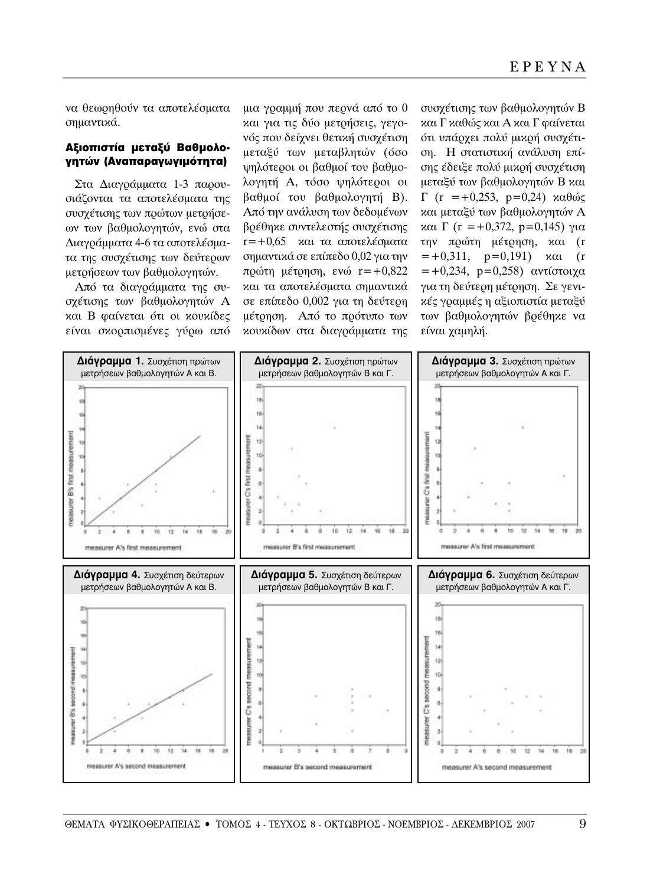να θεωρηθούν τα αποτελέσματα σημαντικά.

### Αξιοπιστία μεταξύ Βαθμολογητών (Αναπαραγωγιμότητα)

Στα Διαγράμματα 1-3 παρουσιάζονται τα αποτελέσματα της συσχέτισης των πρώτων μετρήσεων των βαθμολογητών, ενώ στα Διαγράμματα 4-6 τα αποτελέσματα της συσχέτισης των δεύτερων μετρήσεων των βαθμολογητών.

Από τα διαγράμματα της συσχέτισης των βαθμολογητών Α και Β φαίνεται ότι οι κουκίδες είναι σκορπισμένες γύρω από μια γραμμή που περνά από το 0 και για τις δύο μετρήσεις, γεγονός που δείχνει θετική συσχέτιση μεταξύ των μεταβλητών (όσο ψηλότεροι οι βαθμοί του βαθμολογητή Α, τόσο ψηλότεροι οι βαθμοί του βαθμολογητή Β). Από την ανάλυση των δεδομένων βρέθηκε συντελεστής συσχέτισης $r=+0,65$ και τα αποτελέσματα σημαντικά σε επίπεδο 0,02 για την πρώτη μέτρηση, ενώ $r=+0,822$ και τα αποτελέσματα σημαντικά σε επίπεδο 0,002 για τη δεύτερη μέτρηση. Από το πρότυπο των κουκίδων στα διαγράμματα της συσχέτισης των βαθμολογητών Β και Γ καθώς και Α και Γ φαίνεται ότι υπάρχει πολύ μικρή συσχέτιση. Η στατιστική ανάλυση επίσης έδειξε πολύ μικρή συσχέτιση μεταξύ των βαθμολογητών Β και Γ ($r=+0,253$, $p=0,24$) καθώς και μεταξύ των βαθμολογητών Α και Γ ($r=+0,372$, $p=0,145$) για την πρώτη μέτρηση, και ($r=+0,311$, $p=0,191$) και ($r=+0,234$, $p=0,258$) αντίστοιχα για τη δεύτερη μέτρηση. Σε γενικές γραμμές η αξιοπιστία μεταξύ των βαθμολογητών βρέθηκε να είναι χαμηλή.

**Διάγραμμα 1.** Συσχέτιση πρώτων μετρήσεων βαθμολογητών Α και Β.

**Διάγραμμα 2.** Συσχέτιση πρώτων μετρήσεων βαθμολογητών Β και Γ.

**Διάγραμμα 3.** Συσχέτιση πρώτων μετρήσεων βαθμολογητών Α και Γ.

**Διάγραμμα 4.** Συσχέτιση δεύτερων μετρήσεων βαθμολογητών Α και Β.

**Διάγραμμα 5.** Συσχέτιση δεύτερων μετρήσεων βαθμολογητών Β και Γ.

**Διάγραμμα 6.** Συσχέτιση δεύτερων μετρήσεων βαθμολογητών Α και Γ.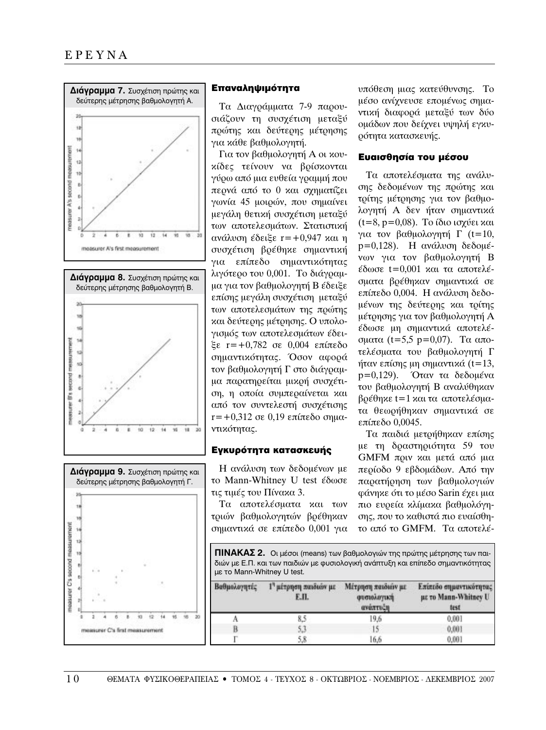**Διάγραμμα 7.** Συσχέτιση πρώτης και δεύτερης μέτρησης βαθμολογητή Α.

**Διάγραμμα 8.** Συσχέτιση πρώτης και δεύτερης μέτρησης βαθμολογητή Β.

**Διάγραμμα 9.** Συσχέτιση πρώτης και δεύτερης μέτρησης βαθμολογητή Γ.

### Επαναληψιμότητα

Τα Διαγράμματα 7-9 παρουσιάζουν τη συσχέτιση μεταξύ πρώτης και δεύτερης μέτρησης για κάθε βαθμολογητή.

Για τον βαθμολογητή Α οι κουκίδες τείνουν να βρίσκονται γύρω από μια ευθεία γραμμή που περνά από το 0 και σχηματίζει γωνία 45 μοιρών, που σημαίνει μεγάλη θετική συσχέτιση μεταξύ των αποτελεσμάτων. Στατιστική ανάλυση έδειξε $r=+0{,}947$ και η συσχέτιση βρέθηκε σημαντική για επίπεδο σημαντικότητας λιγότερο του 0,001. Το διάγραμμα για τον βαθμολογητή Β έδειξε επίσης μεγάλη συσχέτιση μεταξύ των αποτελεσμάτων της πρώτης και δεύτερης μέτρησης. Ο υπολογισμός των αποτελεσμάτων έδειξε $r=+0{,}782$ σε 0,004 επίπεδο σημαντικότητας. Όσον αφορά τον βαθμολογητή Γ στο διάγραμμα παρατηρείται μικρή συσχέτιση, η οποία συμπεραίνεται και από τον συντελεστή συσχέτισης $r=+0{,}312$ σε 0,19 επίπεδο σημαντικότητας.

### Εγκυρότητα κατασκευής

Η ανάλυση των δεδομένων με το Mann-Whitney U test έδωσε τις τιμές του Πίνακα 3.

Τα αποτελέσματα και των τριών βαθμολογητών βρέθηκαν σημαντικά σε επίπεδο 0,001 για υπόθεση μιας κατεύθυνσης. Το μέσο ανίχνευσε επομένως σημαντική διαφορά μεταξύ των δύο ομάδων που δείχνει υψηλή εγκυρότητα κατασκευής.

### Ευαισθησία του μέσου

Τα αποτελέσματα της ανάλυσης δεδομένων της πρώτης και τρίτης μέτρησης για τον βαθμολογητή Α δεν ήταν σημαντικά ($t=8$, $p=0{,}08$). Το ίδιο ισχύει και για τον βαθμολογητή Γ ($t=10$, $p=0{,}128$). Η ανάλυση δεδομένων για τον βαθμολογητή Β έδωσε $t=0{,}001$ και τα αποτελέσματα βρέθηκαν σημαντικά σε επίπεδο 0,004. Η ανάλυση δεδομένων της δεύτερης και τρίτης μέτρησης για τον βαθμολογητή Α έδωσε μη σημαντικά αποτελέσματα ($t=5{,}5$ $p=0{,}07$). Τα αποτελέσματα του βαθμολογητή Γ ήταν επίσης μη σημαντικά ($t=13$, $p=0{,}129$). Όταν τα δεδομένα του βαθμολογητή Β αναλύθηκαν βρέθηκε $t=1$ και τα αποτελέσματα θεωρήθηκαν σημαντικά σε επίπεδο 0,0045.

Τα παιδιά μετρήθηκαν επίσης με τη δραστηριότητα 59 του GMFM πριν και μετά από μια περίοδο 9 εβδομάδων. Από την παρατήρηση των βαθμολογιών φάνηκε ότι το μέσο Sarin έχει μια πιο ευρεία κλίμακα βαθμολόγησης, που το καθιστά πιο ευαίσθητο από το GMFM. Τα αποτελέ-

**ΠΙΝΑΚΑΣ 2.** Οι μέσοι (means) των βαθμολογιών της πρώτης μέτρησης των παιδιών με Ε.Π. και των παιδιών με φυσιολογική ανάπτυξη και επίπεδο σημαντικότητας με το Mann-Whitney U test.

| Βαθμολογητές | 1η μέτρηση παιδιών με Ε.Π. | Μέτρηση παιδιών με φυσιολογική ανάπτυξη | Επίπεδο σημαντικότητας με το Mann-Whitney U test |
|---|---|---|---|
| Α | 8,5 | 19,6 | 0,001 |
| Β | 5,3 | 15 | 0,001 |
| Γ | 5,8 | 16,6 | 0,001 |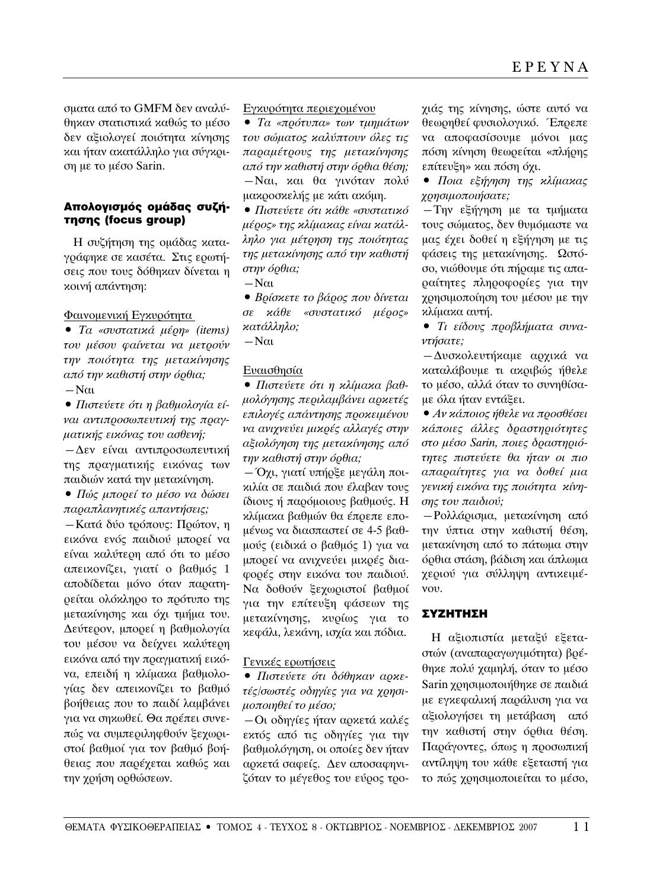σματα από το GMFM δεν αναλύθηκαν στατιστικά καθώς το μέσο δεν αξιολογεί ποιότητα κίνησης και ήταν ακατάλληλο για σύγκριση με το μέσο Sarin.

## Απολογισμός ομάδας συζήτησης (focus group)

Η συζήτηση της ομάδας καταγράφηκε σε κασέτα. Στις ερωτήσεις που τους δόθηκαν δίνεται η κοινή απάντηση:

Φαινομενική Εγκυρότητα

- *Τα «συστατικά μέρη» (items) του μέσου φαίνεται να μετρούν την ποιότητα της μετακίνησης από την καθιστή στην όρθια;*

–Ναι

- *Πιστεύετε ότι η βαθμολογία είναι αντιπροσωπευτική της πραγματικής εικόνας του ασθενή;*

–Δεν είναι αντιπροσωπευτική της πραγματικής εικόνας των παιδιών κατά την μετακίνηση.

- *Πώς μπορεί το μέσο να δώσει παραπλανητικές απαντήσεις;*

–Κατά δύο τρόπους: Πρώτον, η εικόνα ενός παιδιού μπορεί να είναι καλύτερη από ότι το μέσο απεικονίζει, γιατί ο βαθμός 1 αποδίδεται μόνο όταν παρατηρείται ολόκληρο το πρότυπο της μετακίνησης και όχι τμήμα του. Δεύτερον, μπορεί η βαθμολογία του μέσου να δείχνει καλύτερη εικόνα από την πραγματική εικόνα, επειδή η κλίμακα βαθμολογίας δεν απεικονίζει το βαθμό βοήθειας που το παιδί λαμβάνει για να σηκωθεί. Θα πρέπει συνεπώς να συμπεριληφθούν ξεχωριστοί βαθμοί για τον βαθμό βοήθειας που παρέχεται καθώς και την χρήση ορθώσεων.

Εγκυρότητα περιεχομένου

- *Τα «πρότυπα» των τμημάτων του σώματος καλύπτουν όλες τις παραμέτρους της μετακίνησης από την καθιστή στην όρθια θέση;*

–Ναι, και θα γινόταν πολύ μακροσκελής με κάτι ακόμη.

- *Πιστεύετε ότι κάθε «συστατικό μέρος» της κλίμακας είναι κατάλληλο για μέτρηση της ποιότητας της μετακίνησης από την καθιστή στην όρθια;*

–Ναι

- *Βρίσκετε το βάρος που δίνεται σε κάθε «συστατικό μέρος» κατάλληλο;*

–Ναι

Ευαισθησία

- *Πιστεύετε ότι η κλίμακα βαθμολόγησης περιλαμβάνει αρκετές επιλογές απάντησης προκειμένου να ανιχνεύει μικρές αλλαγές στην αξιολόγηση της μετακίνησης από την καθιστή στην όρθια;*

–Όχι, γιατί υπήρξε μεγάλη ποικιλία σε παιδιά που έλαβαν τους ίδιους ή παρόμοιους βαθμούς. Η κλίμακα βαθμών θα έπρεπε επομένως να διασπαστεί σε 4-5 βαθμούς (ειδικά ο βαθμός 1) για να μπορεί να ανιχνεύει μικρές διαφορές στην εικόνα του παιδιού. Να δοθούν ξεχωριστοί βαθμοί για την επίτευξη φάσεων της μετακίνησης, κυρίως για το κεφάλι, λεκάνη, ισχία και πόδια.

Γενικές ερωτήσεις

- *Πιστεύετε ότι δόθηκαν αρκετές/σωστές οδηγίες για να χρησιμοποιηθεί το μέσο;*

–Οι οδηγίες ήταν αρκετά καλές εκτός από τις οδηγίες για την βαθμολόγηση, οι οποίες δεν ήταν αρκετά σαφείς. Δεν αποσαφηνιζόταν το μέγεθος του εύρος τροχιάς της κίνησης, ώστε αυτό να θεωρηθεί φυσιολογικό. Έπρεπε να αποφασίσουμε μόνοι μας πόση κίνηση θεωρείται «πλήρης επίτευξη» και πόση όχι.

- *Ποια εξήγηση της κλίμακας χρησιμοποιήσατε;*

–Την εξήγηση με τα τμήματα τους σώματος, δεν θυμόμαστε να μας έχει δοθεί η εξήγηση με τις φάσεις της μετακίνησης. Ωστόσο, νιώθουμε ότι πήραμε τις απαραίτητες πληροφορίες για την χρησιμοποίηση του μέσου με την κλίμακα αυτή.

- *Τι είδους προβλήματα συναντήσατε;*

–Δυσκολευτήκαμε αρχικά να καταλάβουμε τι ακριβώς ήθελε το μέσο, αλλά όταν το συνηθίσαμε όλα ήταν εντάξει.

- *Αν κάποιος ήθελε να προσθέσει κάποιες άλλες δραστηριότητες στο μέσο Sarin, ποιες δραστηριότητες πιστεύετε θα ήταν οι πιο απαραίτητες για να δοθεί μια γενική εικόνα της ποιότητα κίνησης του παιδιού;*

–Ρολλάρισμα, μετακίνηση από την ύπτια στην καθιστή θέση, μετακίνηση από το πάτωμα στην όρθια στάση, βάδιση και άπλωμα χεριού για σύλληψη αντικειμένου.

## ΣΥΖΗΤΗΣΗ

Η αξιοπιστία μεταξύ εξεταστών (αναπαραγωγιμότητα) βρέθηκε πολύ χαμηλή, όταν το μέσο Sarin χρησιμοποιήθηκε σε παιδιά με εγκεφαλική παράλυση για να αξιολογήσει τη μετάβαση από την καθιστή στην όρθια θέση. Παράγοντες, όπως η προσωπική αντίληψη του κάθε εξεταστή για το πώς χρησιμοποιείται το μέσο,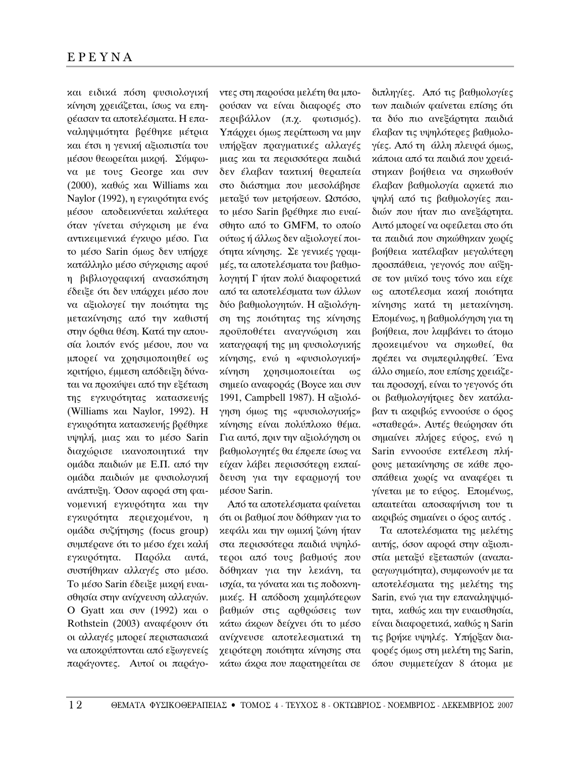και ειδικά πόση φυσιολογική κίνηση χρειάζεται, ίσως να επηρέασαν τα αποτελέσματα. Η επαναληψιμότητα βρέθηκε μέτρια και έτσι η γενική αξιοπιστία του μέσου θεωρείται μικρή. Σύμφωνα με τους George και συν (2000), καθώς και Williams και Naylor (1992), η εγκυρότητα ενός μέσου αποδεικνύεται καλύτερα όταν γίνεται σύγκριση με ένα αντικειμενικά έγκυρο μέσο. Για το μέσο Sarin όμως δεν υπήρχε κατάλληλο μέσο σύγκρισης αφού η βιβλιογραφική ανασκόπηση έδειξε ότι δεν υπάρχει μέσο που να αξιολογεί την ποιότητα της μετακίνησης από την καθιστή στην όρθια θέση. Κατά την απουσία λοιπόν ενός μέσου, που να μπορεί να χρησιμοποιηθεί ως κριτήριο, έμμεση απόδειξη δύναται να προκύψει από την εξέταση της εγκυρότητας κατασκευής (Williams και Naylor, 1992). Η εγκυρότητα κατασκευής βρέθηκε υψηλή, μιας και το μέσο Sarin διαχώρισε ικανοποιητικά την ομάδα παιδιών με Ε.Π. από την ομάδα παιδιών με φυσιολογική ανάπτυξη. Όσον αφορά στη φαινομενική εγκυρότητα και την εγκυρότητα περιεχομένου, η ομάδα συζήτησης (focus group) συμπέρανε ότι το μέσο έχει καλή εγκυρότητα. Παρόλα αυτά, συστήθηκαν αλλαγές στο μέσο. Το μέσο Sarin έδειξε μικρή ευαισθησία στην ανίχνευση αλλαγών. Ο Gyatt και συν (1992) και ο Rothstein (2003) αναφέρουν ότι οι αλλαγές μπορεί περιστασιακά να αποκρύπτονται από εξωγενείς παράγοντες. Αυτοί οι παράγοντες στη παρούσα μελέτη θα μπορούσαν να είναι διαφορές στο περιβάλλον (π.χ. φωτισμός). Υπάρχει όμως περίπτωση να μην υπήρξαν πραγματικές αλλαγές μιας και τα περισσότερα παιδιά δεν έλαβαν τακτική θεραπεία στο διάστημα που μεσολάβησε μεταξύ των μετρήσεων. Ωστόσο, το μέσο Sarin βρέθηκε πιο ευαίσθητο από το GMFM, το οποίο ούτως ή άλλως δεν αξιολογεί ποιότητα κίνησης. Σε γενικές γραμμές, τα αποτελέσματα του βαθμολογητή Γ ήταν πολύ διαφορετικά από τα αποτελέσματα των άλλων δύο βαθμολογητών. Η αξιολόγηση της ποιότητας της κίνησης προϋποθέτει αναγνώριση και καταγραφή της μη φυσιολογικής κίνησης, ενώ η «φυσιολογική» κίνηση χρησιμοποιείται ως σημείο αναφοράς (Boyce και συν 1991, Campbell 1987). Η αξιολόγηση όμως της «φυσιολογικής» κίνησης είναι πολύπλοκο θέμα. Για αυτό, πριν την αξιολόγηση οι βαθμολογητές θα έπρεπε ίσως να είχαν λάβει περισσότερη εκπαίδευση για την εφαρμογή του μέσου Sarin.

Από τα αποτελέσματα φαίνεται ότι οι βαθμοί που δόθηκαν για το κεφάλι και την ωμική ζώνη ήταν στα περισσότερα παιδιά υψηλότεροι από τους βαθμούς που δόθηκαν για την λεκάνη, τα ισχία, τα γόνατα και τις ποδοκνημικές. Η απόδοση χαμηλότερων βαθμών στις αρθρώσεις των κάτω άκρων δείχνει ότι το μέσο ανίχνευσε αποτελεσματικά τη χειρότερη ποιότητα κίνησης στα κάτω άκρα που παρατηρείται σε διπληγίες. Από τις βαθμολογίες των παιδιών φαίνεται επίσης ότι τα δύο πιο ανεξάρτητα παιδιά έλαβαν τις υψηλότερες βαθμολογίες. Από τη άλλη πλευρά όμως, κάποια από τα παιδιά που χρειάστηκαν βοήθεια να σηκωθούν έλαβαν βαθμολογία αρκετά πιο ψηλή από τις βαθμολογίες παιδιών που ήταν πιο ανεξάρτητα. Αυτό μπορεί να οφείλεται στο ότι τα παιδιά που σηκώθηκαν χωρίς βοήθεια κατέλαβαν μεγαλύτερη προσπάθεια, γεγονός που αύξησε τον μυϊκό τους τόνο και είχε ως αποτέλεσμα κακή ποιότητα κίνησης κατά τη μετακίνηση. Επομένως, η βαθμολόγηση για τη βοήθεια, που λαμβάνει το άτομο προκειμένου να σηκωθεί, θα πρέπει να συμπεριληφθεί. Ένα άλλο σημείο, που επίσης χρειάζεται προσοχή, είναι το γεγονός ότι οι βαθμολογήτριες δεν κατάλαβαν τι ακριβώς εννοούσε ο όρος «σταθερά». Αυτές θεώρησαν ότι σημαίνει πλήρες εύρος, ενώ η Sarin εννοούσε εκτέλεση πλήρους μετακίνησης σε κάθε προσπάθεια χωρίς να αναφέρει τι γίνεται με το εύρος. Επομένως, απαιτείται αποσαφήνιση του τι ακριβώς σημαίνει ο όρος αυτός .

Τα αποτελέσματα της μελέτης αυτής, όσον αφορά στην αξιοπιστία μεταξύ εξεταστών (αναπαραγωγιμότητα), συμφωνούν με τα αποτελέσματα της μελέτης της Sarin, ενώ για την επαναληψιμότητα, καθώς και την ευαισθησία, είναι διαφορετικά, καθώς η Sarin τις βρήκε υψηλές. Υπήρξαν διαφορές όμως στη μελέτη της Sarin, όπου συμμετείχαν 8 άτομα με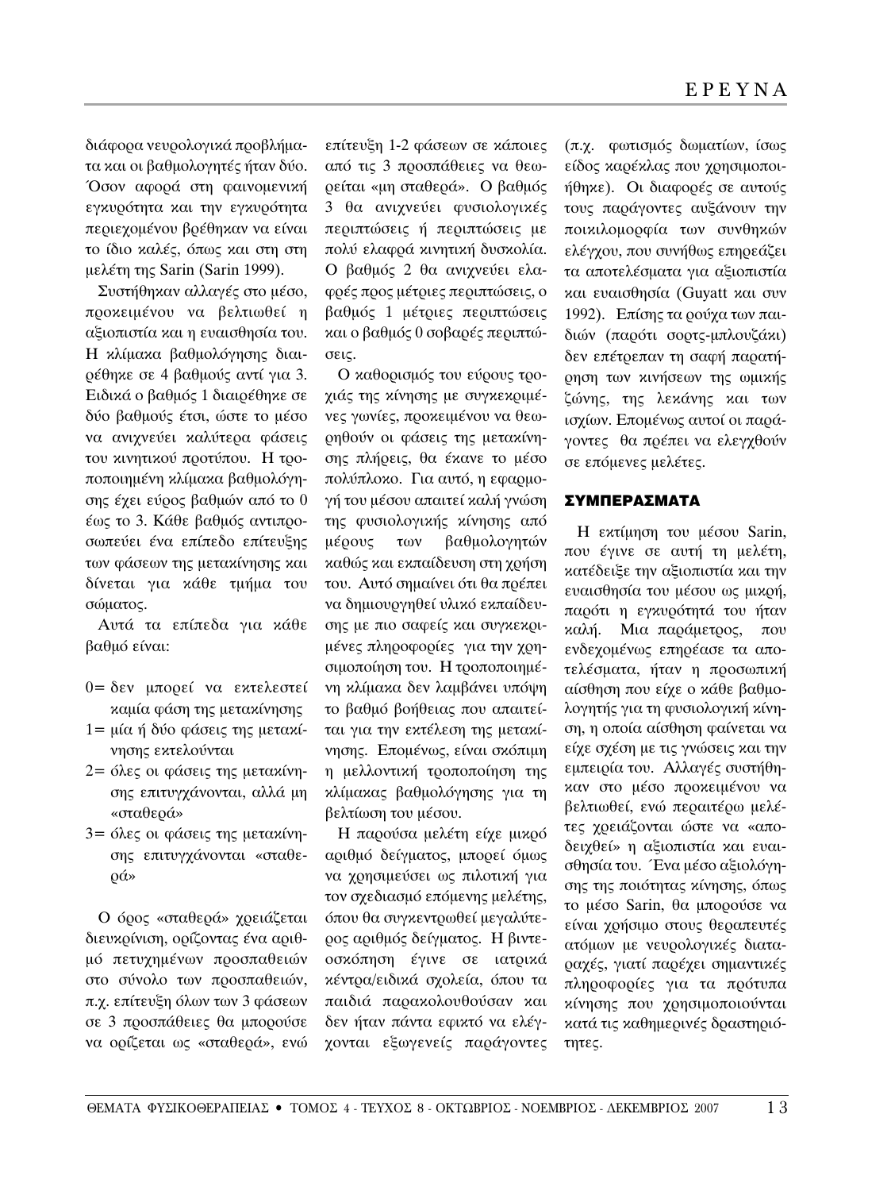διάφορα νευρολογικά προβλήματα και οι βαθμολογητές ήταν δύο. Όσον αφορά στη φαινομενική εγκυρότητα και την εγκυρότητα περιεχομένου βρέθηκαν να είναι το ίδιο καλές, όπως και στη στη μελέτη της Sarin (Sarin 1999).

Συστήθηκαν αλλαγές στο μέσο, προκειμένου να βελτιωθεί η αξιοπιστία και η ευαισθησία του. Η κλίμακα βαθμολόγησης διαιρέθηκε σε 4 βαθμούς αντί για 3. Ειδικά ο βαθμός 1 διαιρέθηκε σε δύο βαθμούς έτσι, ώστε το μέσο να ανιχνεύει καλύτερα φάσεις του κινητικού προτύπου. Η τροποποιημένη κλίμακα βαθμολόγησης έχει εύρος βαθμών από το 0 έως το 3. Κάθε βαθμός αντιπροσωπεύει ένα επίπεδο επίτευξης των φάσεων της μετακίνησης και δίνεται για κάθε τμήμα του σώματος.

Αυτά τα επίπεδα για κάθε βαθμό είναι:

0= δεν μπορεί να εκτελεστεί καμία φάση της μετακίνησης
1= μία ή δύο φάσεις της μετακίνησης εκτελούνται
2= όλες οι φάσεις της μετακίνησης επιτυγχάνονται, αλλά μη «σταθερά»
3= όλες οι φάσεις της μετακίνησης επιτυγχάνονται «σταθερά»

Ο όρος «σταθερά» χρειάζεται διευκρίνιση, ορίζοντας ένα αριθμό πετυχημένων προσπαθειών στο σύνολο των προσπαθειών, π.χ. επίτευξη όλων των 3 φάσεων σε 3 προσπάθειες θα μπορούσε να ορίζεται ως «σταθερά», ενώ επίτευξη 1-2 φάσεων σε κάποιες από τις 3 προσπάθειες να θεωρείται «μη σταθερά». Ο βαθμός 3 θα ανιχνεύει φυσιολογικές περιπτώσεις ή περιπτώσεις με πολύ ελαφρά κινητική δυσκολία. Ο βαθμός 2 θα ανιχνεύει ελαφρές προς μέτριες περιπτώσεις, ο βαθμός 1 μέτριες περιπτώσεις και ο βαθμός 0 σοβαρές περιπτώσεις.

Ο καθορισμός του εύρους τροχιάς της κίνησης με συγκεκριμένες γωνίες, προκειμένου να θεωρηθούν οι φάσεις της μετακίνησης πλήρεις, θα έκανε το μέσο πολύπλοκο. Για αυτό, η εφαρμογή του μέσου απαιτεί καλή γνώση της φυσιολογικής κίνησης από μέρους των βαθμολογητών καθώς και εκπαίδευση στη χρήση του. Αυτό σημαίνει ότι θα πρέπει να δημιουργηθεί υλικό εκπαίδευσης με πιο σαφείς και συγκεκριμένες πληροφορίες για την χρησιμοποίηση του. Η τροποποιημένη κλίμακα δεν λαμβάνει υπόψη το βαθμό βοήθειας που απαιτείται για την εκτέλεση της μετακίνησης. Επομένως, είναι σκόπιμη η μελλοντική τροποποίηση της κλίμακας βαθμολόγησης για τη βελτίωση του μέσου.

Η παρούσα μελέτη είχε μικρό αριθμό δείγματος, μπορεί όμως να χρησιμεύσει ως πιλοτική για τον σχεδιασμό επόμενης μελέτης, όπου θα συγκεντρωθεί μεγαλύτερος αριθμός δείγματος. Η βιντεοσκόπηση έγινε σε ιατρικά κέντρα/ειδικά σχολεία, όπου τα παιδιά παρακολουθούσαν και δεν ήταν πάντα εφικτό να ελέγχονται εξωγενείς παράγοντες (π.χ. φωτισμός δωματίων, ίσως είδος καρέκλας που χρησιμοποιήθηκε). Οι διαφορές σε αυτούς τους παράγοντες αυξάνουν την ποικιλομορφία των συνθηκών ελέγχου, που συνήθως επηρεάζει τα αποτελέσματα για αξιοπιστία και ευαισθησία (Guyatt και συν 1992). Επίσης τα ρούχα των παιδιών (παρότι σορτς-μπλουζάκι) δεν επέτρεπαν τη σαφή παρατήρηση των κινήσεων της ωμικής ζώνης, της λεκάνης και των ισχίων. Επομένως αυτοί οι παράγοντες θα πρέπει να ελεγχθούν σε επόμενες μελέτες.

## ΣΥΜΠΕΡΑΣΜΑΤΑ

Η εκτίμηση του μέσου Sarin, που έγινε σε αυτή τη μελέτη, κατέδειξε την αξιοπιστία και την ευαισθησία του μέσου ως μικρή, παρότι η εγκυρότητά του ήταν καλή. Μια παράμετρος, που ενδεχομένως επηρέασε τα αποτελέσματα, ήταν η προσωπική αίσθηση που είχε ο κάθε βαθμολογητής για τη φυσιολογική κίνηση, η οποία αίσθηση φαίνεται να είχε σχέση με τις γνώσεις και την εμπειρία του. Αλλαγές συστήθηκαν στο μέσο προκειμένου να βελτιωθεί, ενώ περαιτέρω μελέτες χρειάζονται ώστε να «αποδειχθεί» η αξιοπιστία και ευαισθησία του. Ένα μέσο αξιολόγησης της ποιότητας κίνησης, όπως το μέσο Sarin, θα μπορούσε να είναι χρήσιμο στους θεραπευτές ατόμων με νευρολογικές διαταραχές, γιατί παρέχει σημαντικές πληροφορίες για τα πρότυπα κίνησης που χρησιμοποιούνται κατά τις καθημερινές δραστηριότητες.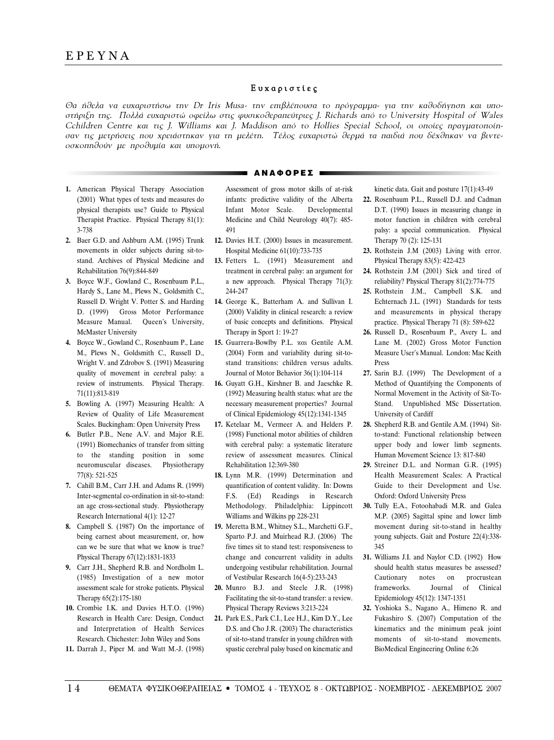### Ευχαριστίες

*Θα ήθελα να ευχαριστήσω την Dr Iris Musa- την επιβλέπουσα το πρόγραμμα- για την καθοδήγηση και υποστήριξη της. Πολλά ευχαριστώ οφείλω στις φυσικοθεραπεύτριες J. Richards από το University Hospital of Wales Cchildren Centre και τις J. Williams και J. Maddison από το Hollies Special School, οι οποίες πραγματοποίησαν τις μετρήσεις που χρειάστηκαν για τη μελέτη. Τέλος ευχαριστώ θερμά τα παιδιά που δέχθηκαν να βιντεοσκοπηθούν με προθυμία και υπομονή.*

## ΑΝΑΦΟΡΕΣ

1. American Physical Therapy Association (2001) What types of tests and measures do physical therapists use? Guide to Physical Therapist Practice. Physical Therapy 81(1): 3-738
2. Baer G.D. and Ashburn A.M. (1995) Trunk movements in older subjects during sit-to-stand. Archives of Physical Medicine and Rehabilitation 76(9):844-849
3. Boyce W.F., Gowland C., Rosenbaum P.L., Hardy S., Lane M., Plews N., Goldsmith C., Russell D. Wright V. Potter S. and Harding D. (1999) Gross Motor Performance Measure Manual. Queen's University, McMaster University
4. Boyce W., Gowland C., Rosenbaum P., Lane M., Plews N., Goldsmith C., Russell D., Wright V. and Zdrobov S. (1991) Measuring quality of movement in cerebral palsy: a review of instruments. Physical Therapy. 71(11):813-819
5. Bowling A. (1997) Measuring Health: A Review of Quality of Life Measurement Scales. Buckingham: Open University Press
6. Butler P.B., Nene A.V. and Major R.E. (1991) Biomechanics of transfer from sitting to the standing position in some neuromuscular diseases. Physiotherapy 77(8): 521-525
7. Cahill B.M., Carr J.H. and Adams R. (1999) Inter-segmental co-ordination in sit-to-stand: an age cross-sectional study. Physiotherapy Research International 4(1): 12-27
8. Campbell S. (1987) On the importance of being earnest about measurement, or, how can we be sure that what we know is true? Physical Therapy 67(12):1831-1833
9. Carr J.H., Shepherd R.B. and Nordholm L. (1985) Investigation of a new motor assessment scale for stroke patients. Physical Therapy 65(2):175-180
10. Crombie I.K. and Davies H.T.O. (1996) Research in Health Care: Design, Conduct and Interpretation of Health Services Research. Chichester: John Wiley and Sons
11. Darrah J., Piper M. and Watt M.-J. (1998) Assessment of gross motor skills of at-risk infants: predictive validity of the Alberta Infant Motor Scale. Developmental Medicine and Child Neurology 40(7): 485-491
12. Davies H.T. (2000) Issues in measurement. Hospital Medicine 61(10):733-735
13. Fetters L. (1991) Measurement and treatment in cerebral palsy: an argument for a new approach. Physical Therapy 71(3): 244-247
14. George K., Batterham A. and Sullivan I. (2000) Validity in clinical research: a review of basic concepts and definitions. Physical Therapy in Sport 1: 19-27
15. Guarrera-Bowlby P.L. και Gentile A.M. (2004) Form and variability during sit-to-stand transitions: children versus adults. Journal of Motor Behavior 36(1):104-114
16. Guyatt G.H., Kirshner B. and Jaeschke R. (1992) Measuring health status: what are the necessary measurement properties? Journal of Clinical Epidemiology 45(12):1341-1345
17. Ketelaar M., Vermeer A. and Helders P. (1998) Functional motor abilities of children with cerebral palsy: a systematic literature review of assessment measures. Clinical Rehabilitation 12:369-380
18. Lynn M.R. (1999) Determination and quantification of content validity. In: Downs F.S. (Ed) Readings in Research Methodology. Philadelphia: Lippincott Williams and Wilkins pp 228-231
19. Meretta B.M., Whitney S.L., Marchetti G.F., Sparto P.J. and Muirhead R.J. (2006) The five times sit to stand test: responsiveness to change and concurrent validity in adults undergoing vestibular rehabilitation. Journal of Vestibular Research 16(4-5):233-243
20. Munro B.J. and Steele J.R. (1998) Facilitating the sit-to-stand transfer: a review. Physical Therapy Reviews 3:213-224
21. Park E.S., Park C.I., Lee H.J., Kim D.Y., Lee D.S. and Cho J.R. (2003) The characteristics of sit-to-stand transfer in young children with spastic cerebral palsy based on kinematic and kinetic data. Gait and posture 17(1):43-49
22. Rosenbaum P.L., Russell D.J. and Cadman D.T. (1990) Issues in measuring change in motor function in children with cerebral palsy: a special communication. Physical Therapy 70 (2): 125-131
23. Rothstein J.M (2003) Living with error. Physical Therapy 83(5): 422-423
24. Rothstein J.M (2001) Sick and tired of reliability? Physical Therapy 81(2):774-775
25. Rothstein J.M., Campbell S.K. and Echternach J.L. (1991) Standards for tests and measurements in physical therapy practice. Physical Therapy 71 (8): 589-622
26. Russell D., Rosenbaum P., Avery L. and Lane M. (2002) Gross Motor Function Measure User's Manual. London: Mac Keith Press
27. Sarin B.J. (1999) The Development of a Method of Quantifying the Components of Normal Movement in the Activity of Sit-To-Stand. Unpublished MSc Dissertation. University of Cardiff
28. Shepherd R.B. and Gentile A.M. (1994) Sit-to-stand: Functional relationship between upper body and lower limb segments. Human Movement Science 13: 817-840
29. Streiner D.L. and Norman G.R. (1995) Health Measurement Scales: A Practical Guide to their Development and Use. Oxford: Oxford University Press
30. Tully E.A., Fotoohabadi M.R. and Galea M.P. (2005) Sagittal spine and lower limb movement during sit-to-stand in healthy young subjects. Gait and Posture 22(4):338-345
31. Williams J.I. and Naylor C.D. (1992) How should health status measures be assessed? Cautionary notes on procrustean frameworks. Journal of Clinical Epidemiology 45(12): 1347-1351
32. Yoshioka S., Nagano A., Himeno R. and Fukashiro S. (2007) Computation of the kinematics and the minimum peak joint moments of sit-to-stand movements. BioMedical Engineering Online 6:26